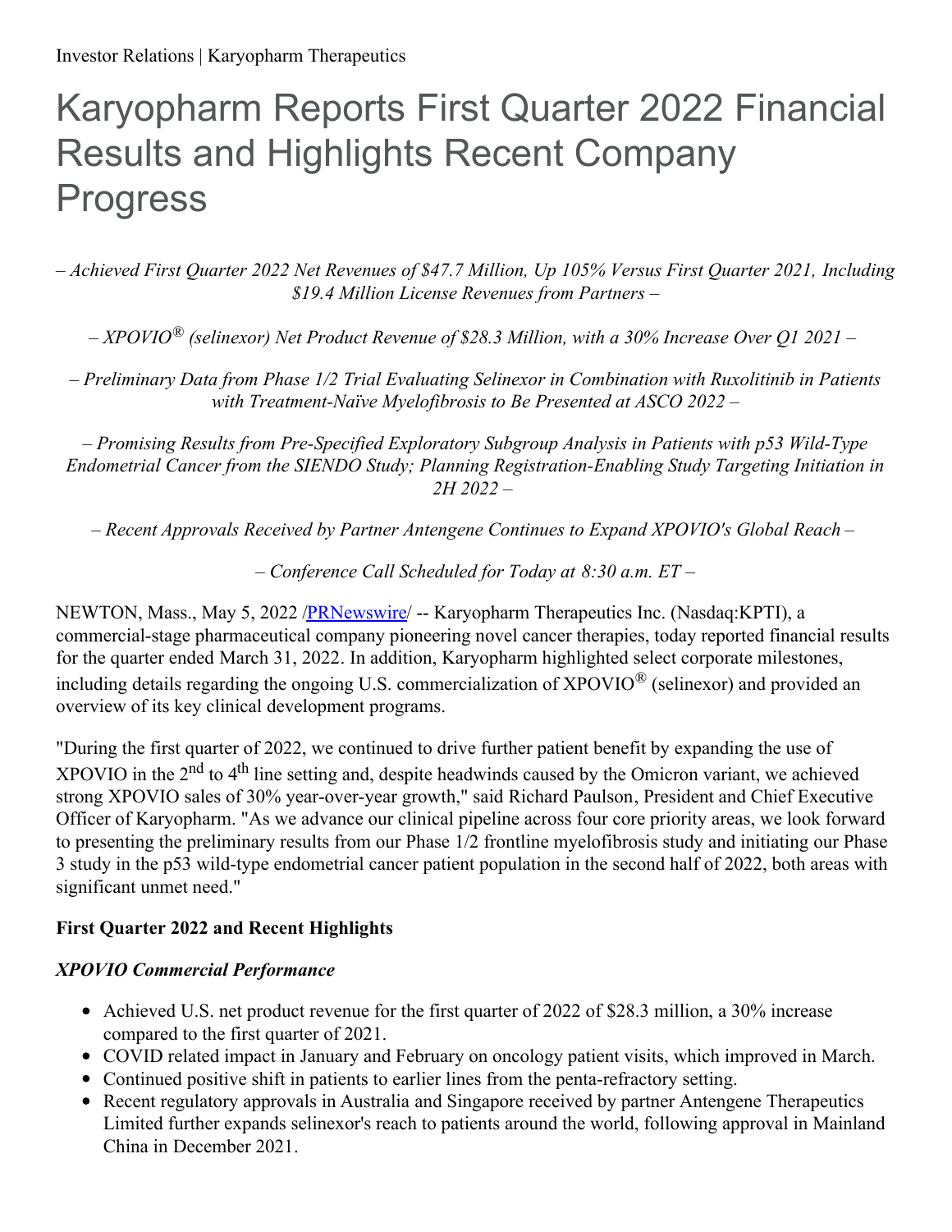Investor Relations | Karyopharm Therapeutics

# Karyopharm Reports First Quarter 2022 Financial Results and Highlights Recent Company Progress

*– Achieved First Quarter 2022 Net Revenues of $47.7 Million, Up 105% Versus First Quarter 2021, Including $19.4 Million License Revenues from Partners –*

*– XPOVIO® (selinexor) Net Product Revenue of $28.3 Million, with a 30% Increase Over Q1 2021 –*

*– Preliminary Data from Phase 1/2 Trial Evaluating Selinexor in Combination with Ruxolitinib in Patients with Treatment-Naïve Myelofibrosis to Be Presented at ASCO 2022 –*

*– Promising Results from Pre-Specified Exploratory Subgroup Analysis in Patients with p53 Wild-Type Endometrial Cancer from the SIENDO Study; Planning Registration-Enabling Study Targeting Initiation in 2H 2022 –*

*– Recent Approvals Received by Partner Antengene Continues to Expand XPOVIO's Global Reach –*

*– Conference Call Scheduled for Today at 8:30 a.m. ET –*

NEWTON, Mass., May 5, 2022 /PRNewswire/ -- Karyopharm Therapeutics Inc. (Nasdaq:KPTI), a commercial-stage pharmaceutical company pioneering novel cancer therapies, today reported financial results for the quarter ended March 31, 2022. In addition, Karyopharm highlighted select corporate milestones, including details regarding the ongoing U.S. commercialization of XPOVIO® (selinexor) and provided an overview of its key clinical development programs.

"During the first quarter of 2022, we continued to drive further patient benefit by expanding the use of XPOVIO in the 2nd to 4th line setting and, despite headwinds caused by the Omicron variant, we achieved strong XPOVIO sales of 30% year-over-year growth," said Richard Paulson, President and Chief Executive Officer of Karyopharm. "As we advance our clinical pipeline across four core priority areas, we look forward to presenting the preliminary results from our Phase 1/2 frontline myelofibrosis study and initiating our Phase 3 study in the p53 wild-type endometrial cancer patient population in the second half of 2022, both areas with significant unmet need."

**First Quarter 2022 and Recent Highlights**

***XPOVIO Commercial Performance***

- Achieved U.S. net product revenue for the first quarter of 2022 of $28.3 million, a 30% increase compared to the first quarter of 2021.
- COVID related impact in January and February on oncology patient visits, which improved in March.
- Continued positive shift in patients to earlier lines from the penta-refractory setting.
- Recent regulatory approvals in Australia and Singapore received by partner Antengene Therapeutics Limited further expands selinexor's reach to patients around the world, following approval in Mainland China in December 2021.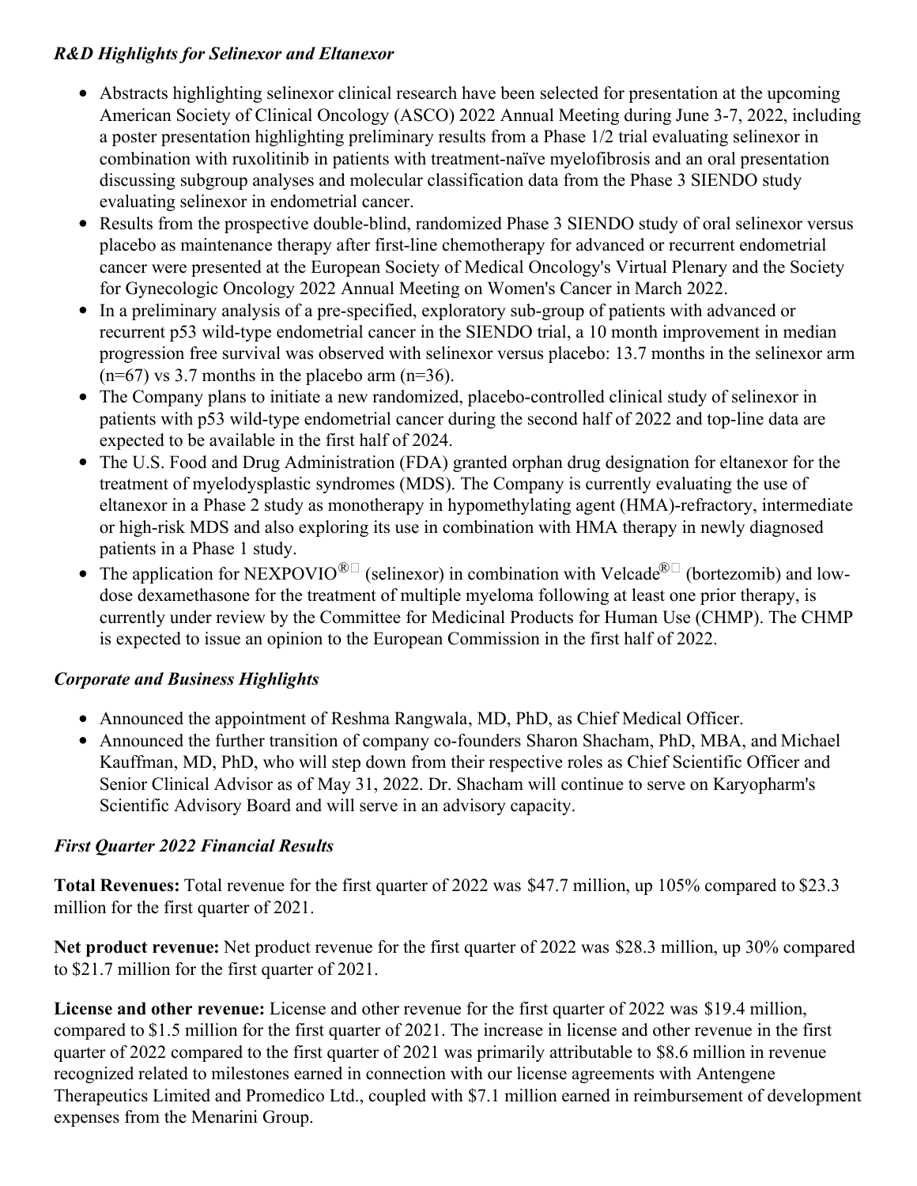### *R&D Highlights for Selinexor and Eltanexor*

- Abstracts highlighting selinexor clinical research have been selected for presentation at the upcoming American Society of Clinical Oncology (ASCO) 2022 Annual Meeting during June 3-7, 2022, including a poster presentation highlighting preliminary results from a Phase 1/2 trial evaluating selinexor in combination with ruxolitinib in patients with treatment-naïve myelofibrosis and an oral presentation discussing subgroup analyses and molecular classification data from the Phase 3 SIENDO study evaluating selinexor in endometrial cancer.
- Results from the prospective double-blind, randomized Phase 3 SIENDO study of oral selinexor versus placebo as maintenance therapy after first-line chemotherapy for advanced or recurrent endometrial cancer were presented at the European Society of Medical Oncology's Virtual Plenary and the Society for Gynecologic Oncology 2022 Annual Meeting on Women's Cancer in March 2022.
- In a preliminary analysis of a pre-specified, exploratory sub-group of patients with advanced or recurrent p53 wild-type endometrial cancer in the SIENDO trial, a 10 month improvement in median progression free survival was observed with selinexor versus placebo: 13.7 months in the selinexor arm (n=67) vs 3.7 months in the placebo arm (n=36).
- The Company plans to initiate a new randomized, placebo-controlled clinical study of selinexor in patients with p53 wild-type endometrial cancer during the second half of 2022 and top-line data are expected to be available in the first half of 2024.
- The U.S. Food and Drug Administration (FDA) granted orphan drug designation for eltanexor for the treatment of myelodysplastic syndromes (MDS). The Company is currently evaluating the use of eltanexor in a Phase 2 study as monotherapy in hypomethylating agent (HMA)-refractory, intermediate or high-risk MDS and also exploring its use in combination with HMA therapy in newly diagnosed patients in a Phase 1 study.
- The application for NEXPOVIO® (selinexor) in combination with Velcade® (bortezomib) and low-dose dexamethasone for the treatment of multiple myeloma following at least one prior therapy, is currently under review by the Committee for Medicinal Products for Human Use (CHMP). The CHMP is expected to issue an opinion to the European Commission in the first half of 2022.

### *Corporate and Business Highlights*

- Announced the appointment of Reshma Rangwala, MD, PhD, as Chief Medical Officer.
- Announced the further transition of company co-founders Sharon Shacham, PhD, MBA, and Michael Kauffman, MD, PhD, who will step down from their respective roles as Chief Scientific Officer and Senior Clinical Advisor as of May 31, 2022. Dr. Shacham will continue to serve on Karyopharm's Scientific Advisory Board and will serve in an advisory capacity.

### *First Quarter 2022 Financial Results*

**Total Revenues:** Total revenue for the first quarter of 2022 was $47.7 million, up 105% compared to $23.3 million for the first quarter of 2021.

**Net product revenue:** Net product revenue for the first quarter of 2022 was $28.3 million, up 30% compared to $21.7 million for the first quarter of 2021.

**License and other revenue:** License and other revenue for the first quarter of 2022 was $19.4 million, compared to $1.5 million for the first quarter of 2021. The increase in license and other revenue in the first quarter of 2022 compared to the first quarter of 2021 was primarily attributable to $8.6 million in revenue recognized related to milestones earned in connection with our license agreements with Antengene Therapeutics Limited and Promedico Ltd., coupled with $7.1 million earned in reimbursement of development expenses from the Menarini Group.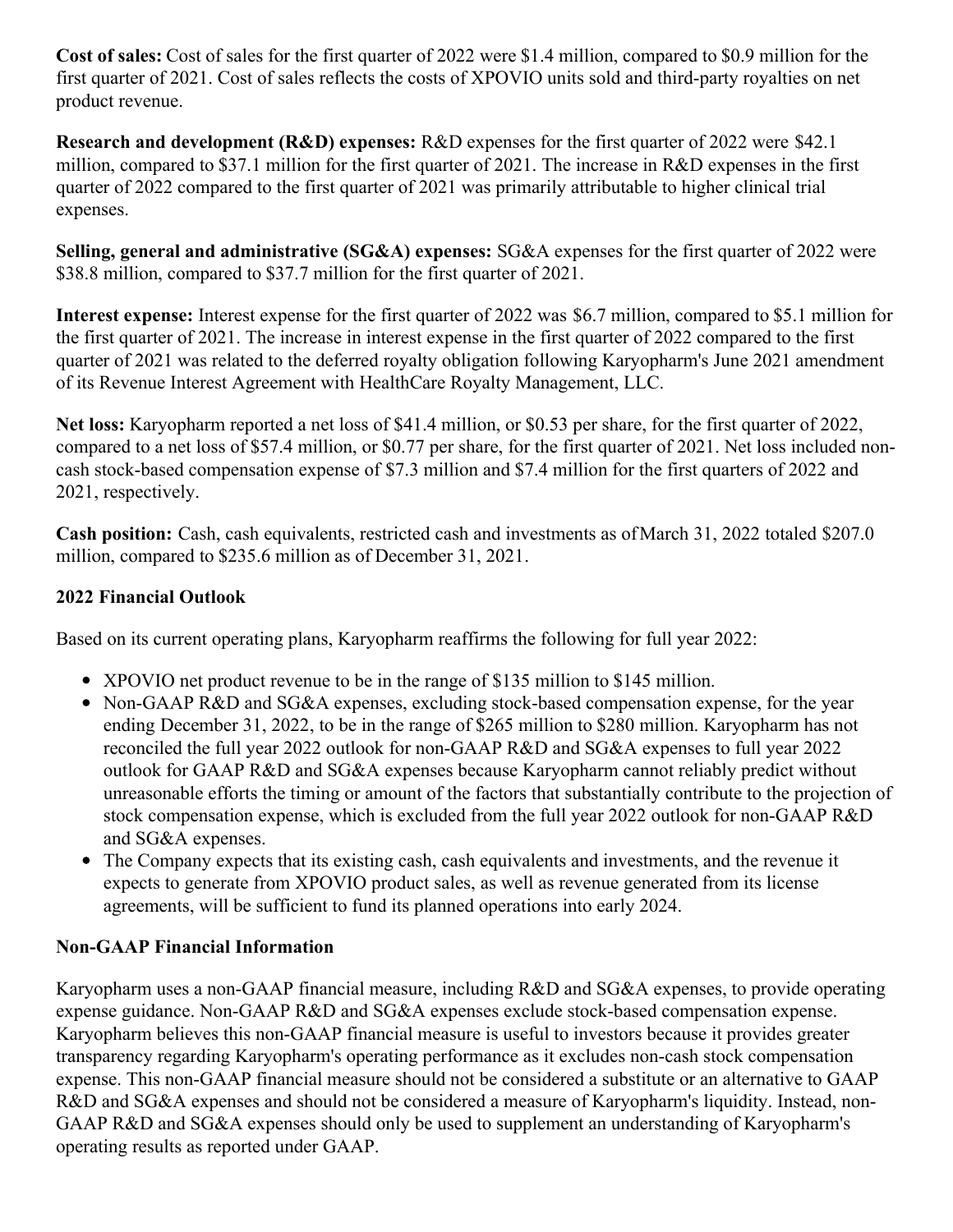**Cost of sales:** Cost of sales for the first quarter of 2022 were $1.4 million, compared to $0.9 million for the first quarter of 2021. Cost of sales reflects the costs of XPOVIO units sold and third-party royalties on net product revenue.

**Research and development (R&D) expenses:** R&D expenses for the first quarter of 2022 were $42.1 million, compared to $37.1 million for the first quarter of 2021. The increase in R&D expenses in the first quarter of 2022 compared to the first quarter of 2021 was primarily attributable to higher clinical trial expenses.

**Selling, general and administrative (SG&A) expenses:** SG&A expenses for the first quarter of 2022 were $38.8 million, compared to $37.7 million for the first quarter of 2021.

**Interest expense:** Interest expense for the first quarter of 2022 was $6.7 million, compared to $5.1 million for the first quarter of 2021. The increase in interest expense in the first quarter of 2022 compared to the first quarter of 2021 was related to the deferred royalty obligation following Karyopharm's June 2021 amendment of its Revenue Interest Agreement with HealthCare Royalty Management, LLC.

**Net loss:** Karyopharm reported a net loss of $41.4 million, or $0.53 per share, for the first quarter of 2022, compared to a net loss of $57.4 million, or $0.77 per share, for the first quarter of 2021. Net loss included non-cash stock-based compensation expense of $7.3 million and $7.4 million for the first quarters of 2022 and 2021, respectively.

**Cash position:** Cash, cash equivalents, restricted cash and investments as of March 31, 2022 totaled $207.0 million, compared to $235.6 million as of December 31, 2021.

## 2022 Financial Outlook

Based on its current operating plans, Karyopharm reaffirms the following for full year 2022:

- XPOVIO net product revenue to be in the range of $135 million to $145 million.
- Non-GAAP R&D and SG&A expenses, excluding stock-based compensation expense, for the year ending December 31, 2022, to be in the range of $265 million to $280 million. Karyopharm has not reconciled the full year 2022 outlook for non-GAAP R&D and SG&A expenses to full year 2022 outlook for GAAP R&D and SG&A expenses because Karyopharm cannot reliably predict without unreasonable efforts the timing or amount of the factors that substantially contribute to the projection of stock compensation expense, which is excluded from the full year 2022 outlook for non-GAAP R&D and SG&A expenses.
- The Company expects that its existing cash, cash equivalents and investments, and the revenue it expects to generate from XPOVIO product sales, as well as revenue generated from its license agreements, will be sufficient to fund its planned operations into early 2024.

## Non-GAAP Financial Information

Karyopharm uses a non-GAAP financial measure, including R&D and SG&A expenses, to provide operating expense guidance. Non-GAAP R&D and SG&A expenses exclude stock-based compensation expense. Karyopharm believes this non-GAAP financial measure is useful to investors because it provides greater transparency regarding Karyopharm's operating performance as it excludes non-cash stock compensation expense. This non-GAAP financial measure should not be considered a substitute or an alternative to GAAP R&D and SG&A expenses and should not be considered a measure of Karyopharm's liquidity. Instead, non-GAAP R&D and SG&A expenses should only be used to supplement an understanding of Karyopharm's operating results as reported under GAAP.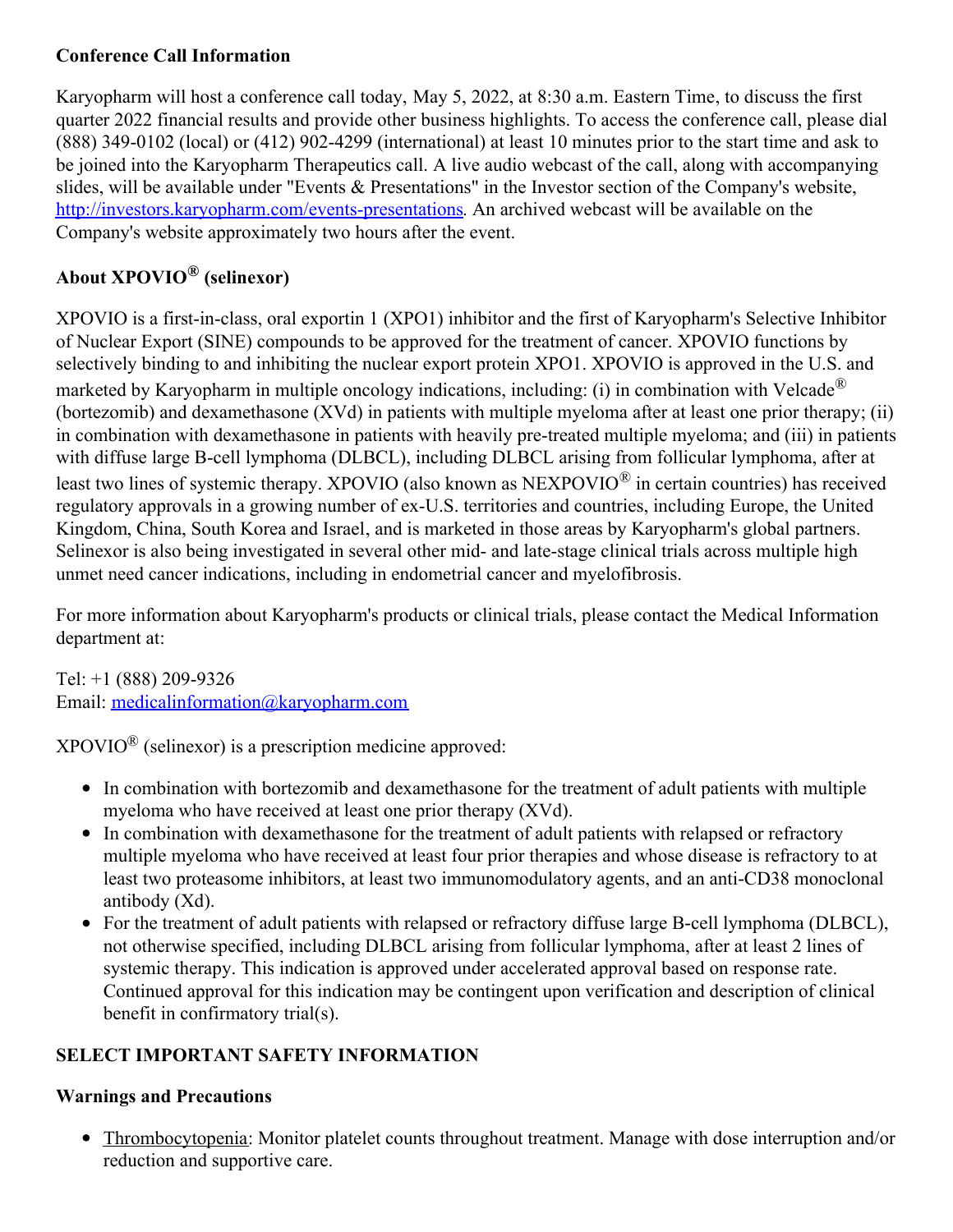**Conference Call Information**

Karyopharm will host a conference call today, May 5, 2022, at 8:30 a.m. Eastern Time, to discuss the first quarter 2022 financial results and provide other business highlights. To access the conference call, please dial (888) 349-0102 (local) or (412) 902-4299 (international) at least 10 minutes prior to the start time and ask to be joined into the Karyopharm Therapeutics call. A live audio webcast of the call, along with accompanying slides, will be available under "Events & Presentations" in the Investor section of the Company's website, [http://investors.karyopharm.com/events-presentations](http://investors.karyopharm.com/events-presentations). An archived webcast will be available on the Company's website approximately two hours after the event.

## About XPOVIO® (selinexor)

XPOVIO is a first-in-class, oral exportin 1 (XPO1) inhibitor and the first of Karyopharm's Selective Inhibitor of Nuclear Export (SINE) compounds to be approved for the treatment of cancer. XPOVIO functions by selectively binding to and inhibiting the nuclear export protein XPO1. XPOVIO is approved in the U.S. and marketed by Karyopharm in multiple oncology indications, including: (i) in combination with Velcade® (bortezomib) and dexamethasone (XVd) in patients with multiple myeloma after at least one prior therapy; (ii) in combination with dexamethasone in patients with heavily pre-treated multiple myeloma; and (iii) in patients with diffuse large B-cell lymphoma (DLBCL), including DLBCL arising from follicular lymphoma, after at least two lines of systemic therapy. XPOVIO (also known as NEXPOVIO® in certain countries) has received regulatory approvals in a growing number of ex-U.S. territories and countries, including Europe, the United Kingdom, China, South Korea and Israel, and is marketed in those areas by Karyopharm's global partners. Selinexor is also being investigated in several other mid- and late-stage clinical trials across multiple high unmet need cancer indications, including in endometrial cancer and myelofibrosis.

For more information about Karyopharm's products or clinical trials, please contact the Medical Information department at:

Tel: +1 (888) 209-9326
Email: [medicalinformation@karyopharm.com](mailto:medicalinformation@karyopharm.com)

XPOVIO® (selinexor) is a prescription medicine approved:

- In combination with bortezomib and dexamethasone for the treatment of adult patients with multiple myeloma who have received at least one prior therapy (XVd).
- In combination with dexamethasone for the treatment of adult patients with relapsed or refractory multiple myeloma who have received at least four prior therapies and whose disease is refractory to at least two proteasome inhibitors, at least two immunomodulatory agents, and an anti-CD38 monoclonal antibody (Xd).
- For the treatment of adult patients with relapsed or refractory diffuse large B-cell lymphoma (DLBCL), not otherwise specified, including DLBCL arising from follicular lymphoma, after at least 2 lines of systemic therapy. This indication is approved under accelerated approval based on response rate. Continued approval for this indication may be contingent upon verification and description of clinical benefit in confirmatory trial(s).

## SELECT IMPORTANT SAFETY INFORMATION

### Warnings and Precautions

- Thrombocytopenia: Monitor platelet counts throughout treatment. Manage with dose interruption and/or reduction and supportive care.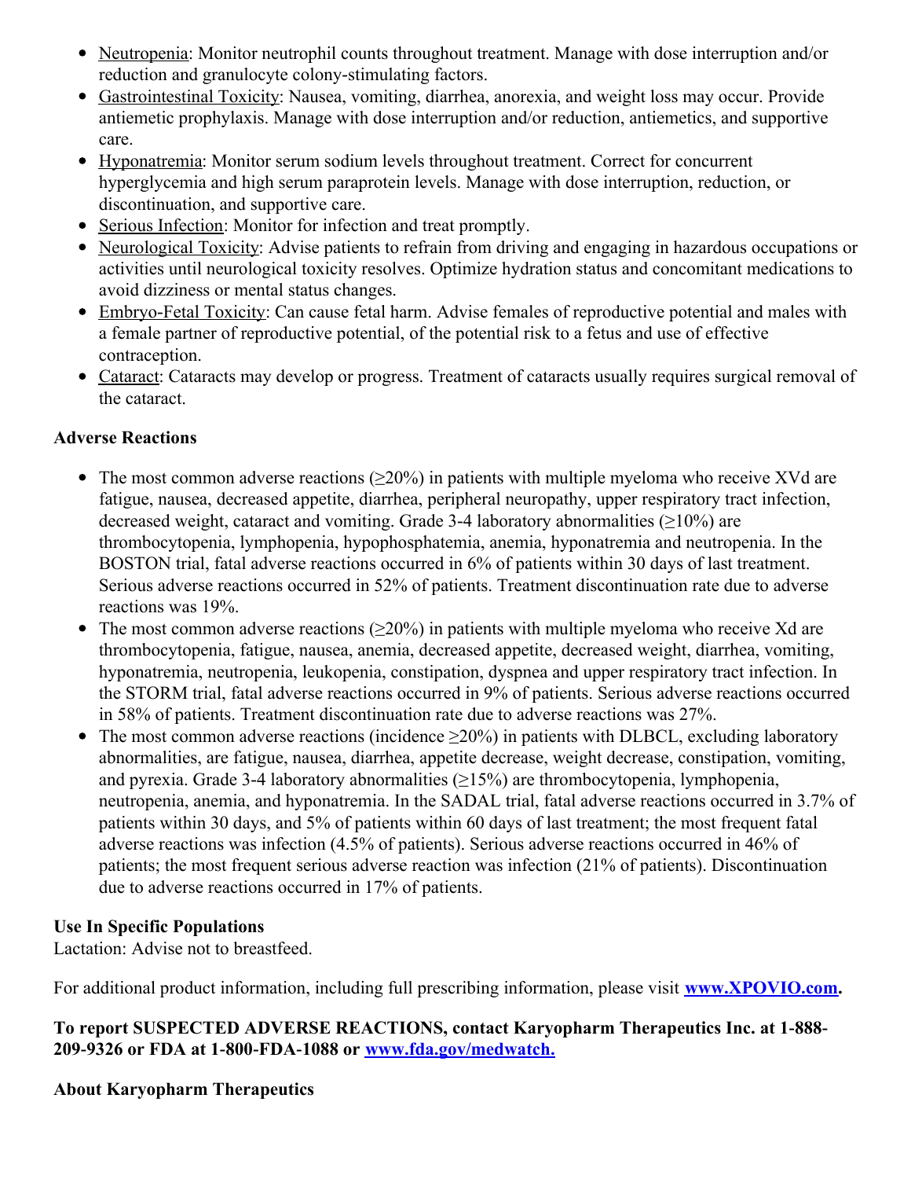- Neutropenia: Monitor neutrophil counts throughout treatment. Manage with dose interruption and/or reduction and granulocyte colony-stimulating factors.
- Gastrointestinal Toxicity: Nausea, vomiting, diarrhea, anorexia, and weight loss may occur. Provide antiemetic prophylaxis. Manage with dose interruption and/or reduction, antiemetics, and supportive care.
- Hyponatremia: Monitor serum sodium levels throughout treatment. Correct for concurrent hyperglycemia and high serum paraprotein levels. Manage with dose interruption, reduction, or discontinuation, and supportive care.
- Serious Infection: Monitor for infection and treat promptly.
- Neurological Toxicity: Advise patients to refrain from driving and engaging in hazardous occupations or activities until neurological toxicity resolves. Optimize hydration status and concomitant medications to avoid dizziness or mental status changes.
- Embryo-Fetal Toxicity: Can cause fetal harm. Advise females of reproductive potential and males with a female partner of reproductive potential, of the potential risk to a fetus and use of effective contraception.
- Cataract: Cataracts may develop or progress. Treatment of cataracts usually requires surgical removal of the cataract.

**Adverse Reactions**

- The most common adverse reactions (≥20%) in patients with multiple myeloma who receive XVd are fatigue, nausea, decreased appetite, diarrhea, peripheral neuropathy, upper respiratory tract infection, decreased weight, cataract and vomiting. Grade 3-4 laboratory abnormalities (≥10%) are thrombocytopenia, lymphopenia, hypophosphatemia, anemia, hyponatremia and neutropenia. In the BOSTON trial, fatal adverse reactions occurred in 6% of patients within 30 days of last treatment. Serious adverse reactions occurred in 52% of patients. Treatment discontinuation rate due to adverse reactions was 19%.
- The most common adverse reactions (≥20%) in patients with multiple myeloma who receive Xd are thrombocytopenia, fatigue, nausea, anemia, decreased appetite, decreased weight, diarrhea, vomiting, hyponatremia, neutropenia, leukopenia, constipation, dyspnea and upper respiratory tract infection. In the STORM trial, fatal adverse reactions occurred in 9% of patients. Serious adverse reactions occurred in 58% of patients. Treatment discontinuation rate due to adverse reactions was 27%.
- The most common adverse reactions (incidence ≥20%) in patients with DLBCL, excluding laboratory abnormalities, are fatigue, nausea, diarrhea, appetite decrease, weight decrease, constipation, vomiting, and pyrexia. Grade 3-4 laboratory abnormalities (≥15%) are thrombocytopenia, lymphopenia, neutropenia, anemia, and hyponatremia. In the SADAL trial, fatal adverse reactions occurred in 3.7% of patients within 30 days, and 5% of patients within 60 days of last treatment; the most frequent fatal adverse reactions was infection (4.5% of patients). Serious adverse reactions occurred in 46% of patients; the most frequent serious adverse reaction was infection (21% of patients). Discontinuation due to adverse reactions occurred in 17% of patients.

**Use In Specific Populations**

Lactation: Advise not to breastfeed.

For additional product information, including full prescribing information, please visit **[www.XPOVIO.com](http://www.XPOVIO.com).**

**To report SUSPECTED ADVERSE REACTIONS, contact Karyopharm Therapeutics Inc. at 1-888-209-9326 or FDA at 1-800-FDA-1088 or [www.fda.gov/medwatch.](http://www.fda.gov/medwatch)**

**About Karyopharm Therapeutics**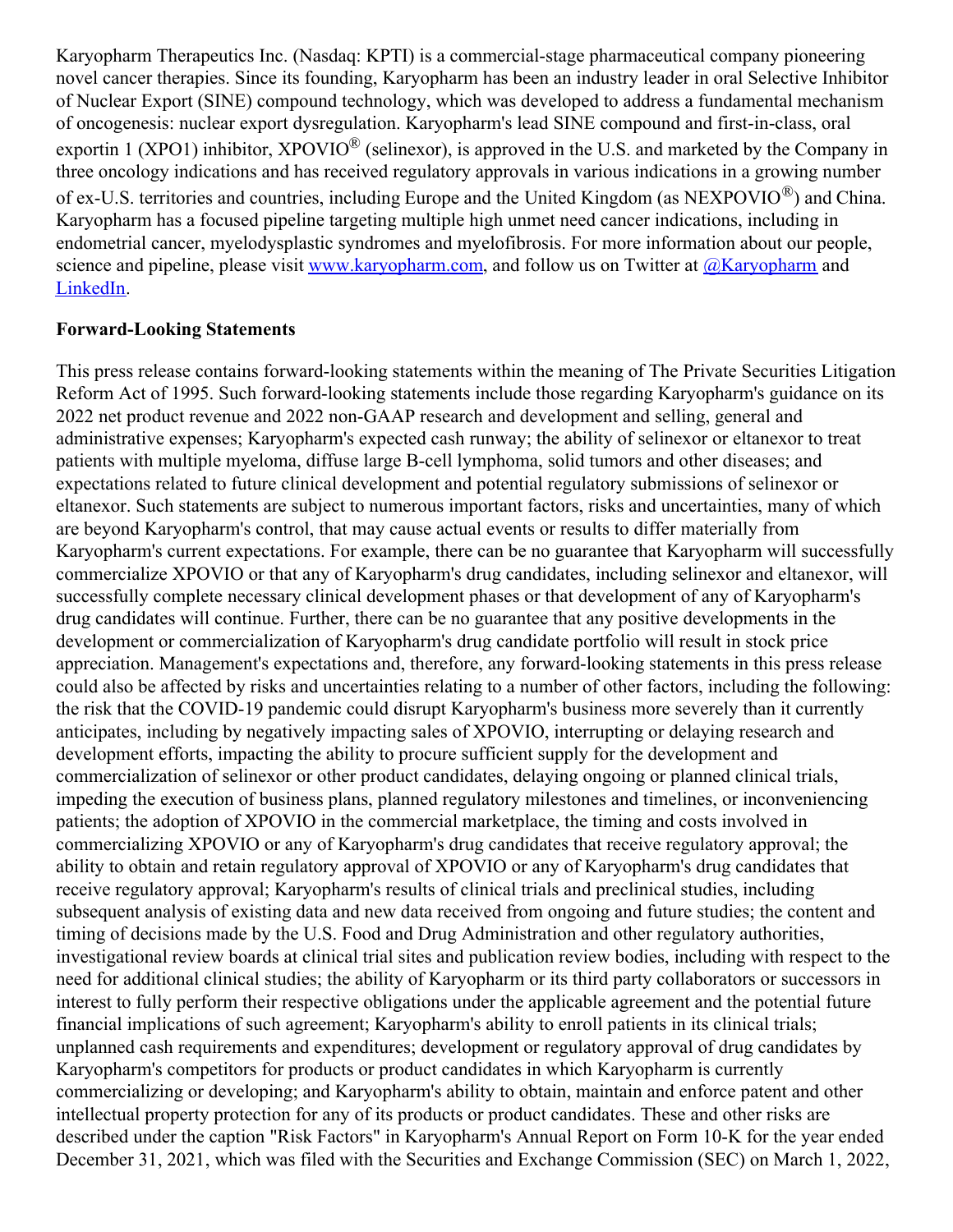Karyopharm Therapeutics Inc. (Nasdaq: KPTI) is a commercial-stage pharmaceutical company pioneering novel cancer therapies. Since its founding, Karyopharm has been an industry leader in oral Selective Inhibitor of Nuclear Export (SINE) compound technology, which was developed to address a fundamental mechanism of oncogenesis: nuclear export dysregulation. Karyopharm's lead SINE compound and first-in-class, oral exportin 1 (XPO1) inhibitor, XPOVIO® (selinexor), is approved in the U.S. and marketed by the Company in three oncology indications and has received regulatory approvals in various indications in a growing number of ex-U.S. territories and countries, including Europe and the United Kingdom (as NEXPOVIO®) and China. Karyopharm has a focused pipeline targeting multiple high unmet need cancer indications, including in endometrial cancer, myelodysplastic syndromes and myelofibrosis. For more information about our people, science and pipeline, please visit [www.karyopharm.com](http://www.karyopharm.com), and follow us on Twitter at [@Karyopharm](https://twitter.com/Karyopharm) and [LinkedIn](https://www.linkedin.com).

**Forward-Looking Statements**

This press release contains forward-looking statements within the meaning of The Private Securities Litigation Reform Act of 1995. Such forward-looking statements include those regarding Karyopharm's guidance on its 2022 net product revenue and 2022 non-GAAP research and development and selling, general and administrative expenses; Karyopharm's expected cash runway; the ability of selinexor or eltanexor to treat patients with multiple myeloma, diffuse large B-cell lymphoma, solid tumors and other diseases; and expectations related to future clinical development and potential regulatory submissions of selinexor or eltanexor. Such statements are subject to numerous important factors, risks and uncertainties, many of which are beyond Karyopharm's control, that may cause actual events or results to differ materially from Karyopharm's current expectations. For example, there can be no guarantee that Karyopharm will successfully commercialize XPOVIO or that any of Karyopharm's drug candidates, including selinexor and eltanexor, will successfully complete necessary clinical development phases or that development of any of Karyopharm's drug candidates will continue. Further, there can be no guarantee that any positive developments in the development or commercialization of Karyopharm's drug candidate portfolio will result in stock price appreciation. Management's expectations and, therefore, any forward-looking statements in this press release could also be affected by risks and uncertainties relating to a number of other factors, including the following: the risk that the COVID-19 pandemic could disrupt Karyopharm's business more severely than it currently anticipates, including by negatively impacting sales of XPOVIO, interrupting or delaying research and development efforts, impacting the ability to procure sufficient supply for the development and commercialization of selinexor or other product candidates, delaying ongoing or planned clinical trials, impeding the execution of business plans, planned regulatory milestones and timelines, or inconveniencing patients; the adoption of XPOVIO in the commercial marketplace, the timing and costs involved in commercializing XPOVIO or any of Karyopharm's drug candidates that receive regulatory approval; the ability to obtain and retain regulatory approval of XPOVIO or any of Karyopharm's drug candidates that receive regulatory approval; Karyopharm's results of clinical trials and preclinical studies, including subsequent analysis of existing data and new data received from ongoing and future studies; the content and timing of decisions made by the U.S. Food and Drug Administration and other regulatory authorities, investigational review boards at clinical trial sites and publication review bodies, including with respect to the need for additional clinical studies; the ability of Karyopharm or its third party collaborators or successors in interest to fully perform their respective obligations under the applicable agreement and the potential future financial implications of such agreement; Karyopharm's ability to enroll patients in its clinical trials; unplanned cash requirements and expenditures; development or regulatory approval of drug candidates by Karyopharm's competitors for products or product candidates in which Karyopharm is currently commercializing or developing; and Karyopharm's ability to obtain, maintain and enforce patent and other intellectual property protection for any of its products or product candidates. These and other risks are described under the caption "Risk Factors" in Karyopharm's Annual Report on Form 10-K for the year ended December 31, 2021, which was filed with the Securities and Exchange Commission (SEC) on March 1, 2022,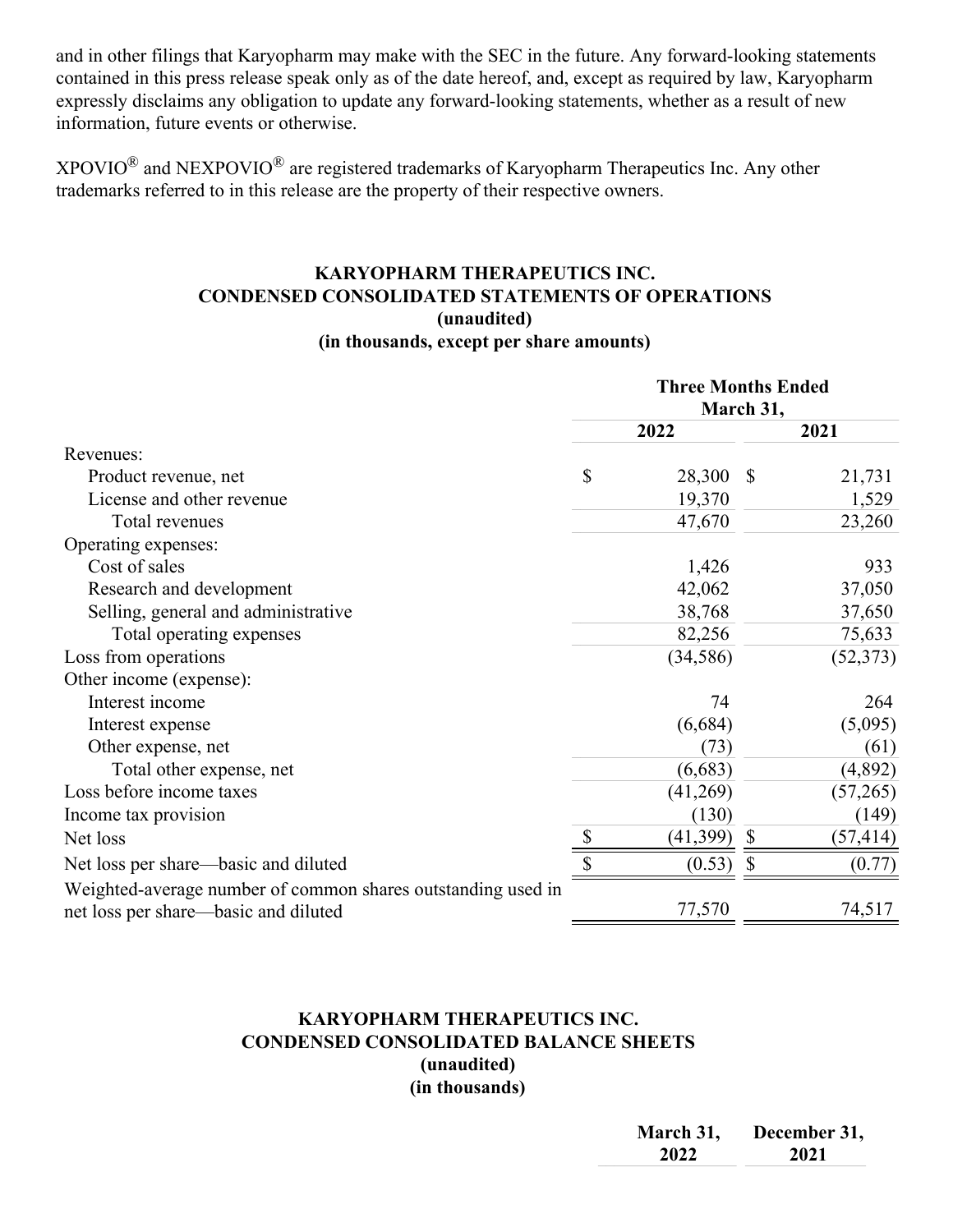and in other filings that Karyopharm may make with the SEC in the future. Any forward-looking statements contained in this press release speak only as of the date hereof, and, except as required by law, Karyopharm expressly disclaims any obligation to update any forward-looking statements, whether as a result of new information, future events or otherwise.

XPOVIO® and NEXPOVIO® are registered trademarks of Karyopharm Therapeutics Inc. Any other trademarks referred to in this release are the property of their respective owners.

**KARYOPHARM THERAPEUTICS INC.**
**CONDENSED CONSOLIDATED STATEMENTS OF OPERATIONS**
**(unaudited)**
**(in thousands, except per share amounts)**

| | Three Months Ended March 31, | |
|---|---|---|
| | **2022** | **2021** |
| Revenues: | | |
| Product revenue, net | $ 28,300 | $ 21,731 |
| License and other revenue | 19,370 | 1,529 |
| Total revenues | 47,670 | 23,260 |
| Operating expenses: | | |
| Cost of sales | 1,426 | 933 |
| Research and development | 42,062 | 37,050 |
| Selling, general and administrative | 38,768 | 37,650 |
| Total operating expenses | 82,256 | 75,633 |
| Loss from operations | (34,586) | (52,373) |
| Other income (expense): | | |
| Interest income | 74 | 264 |
| Interest expense | (6,684) | (5,095) |
| Other expense, net | (73) | (61) |
| Total other expense, net | (6,683) | (4,892) |
| Loss before income taxes | (41,269) | (57,265) |
| Income tax provision | (130) | (149) |
| Net loss | $ (41,399) | $ (57,414) |
| Net loss per share—basic and diluted | $ (0.53) | $ (0.77) |
| Weighted-average number of common shares outstanding used in net loss per share—basic and diluted | 77,570 | 74,517 |

**KARYOPHARM THERAPEUTICS INC.**
**CONDENSED CONSOLIDATED BALANCE SHEETS**
**(unaudited)**
**(in thousands)**

| | March 31, 2022 | December 31, 2021 |
|---|---|---|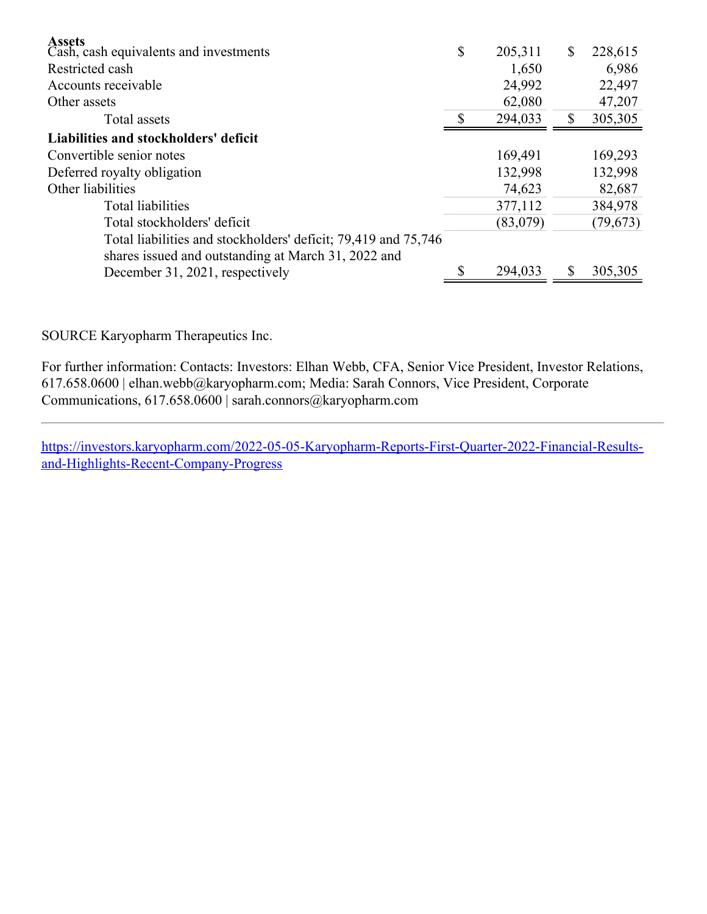| | | |
|---|---|---|
| **Assets** | | |
| Cash, cash equivalents and investments | $ 205,311 | $ 228,615 |
| Restricted cash | 1,650 | 6,986 |
| Accounts receivable | 24,992 | 22,497 |
| Other assets | 62,080 | 47,207 |
| Total assets | $ 294,033 | $ 305,305 |
| **Liabilities and stockholders' deficit** | | |
| Convertible senior notes | 169,491 | 169,293 |
| Deferred royalty obligation | 132,998 | 132,998 |
| Other liabilities | 74,623 | 82,687 |
| Total liabilities | 377,112 | 384,978 |
| Total stockholders' deficit | (83,079) | (79,673) |
| Total liabilities and stockholders' deficit; 79,419 and 75,746 shares issued and outstanding at March 31, 2022 and December 31, 2021, respectively | $ 294,033 | $ 305,305 |

SOURCE Karyopharm Therapeutics Inc.

For further information: Contacts: Investors: Elhan Webb, CFA, Senior Vice President, Investor Relations, 617.658.0600 | elhan.webb@karyopharm.com; Media: Sarah Connors, Vice President, Corporate Communications, 617.658.0600 | sarah.connors@karyopharm.com

---

https://investors.karyopharm.com/2022-05-05-Karyopharm-Reports-First-Quarter-2022-Financial-Results-and-Highlights-Recent-Company-Progress